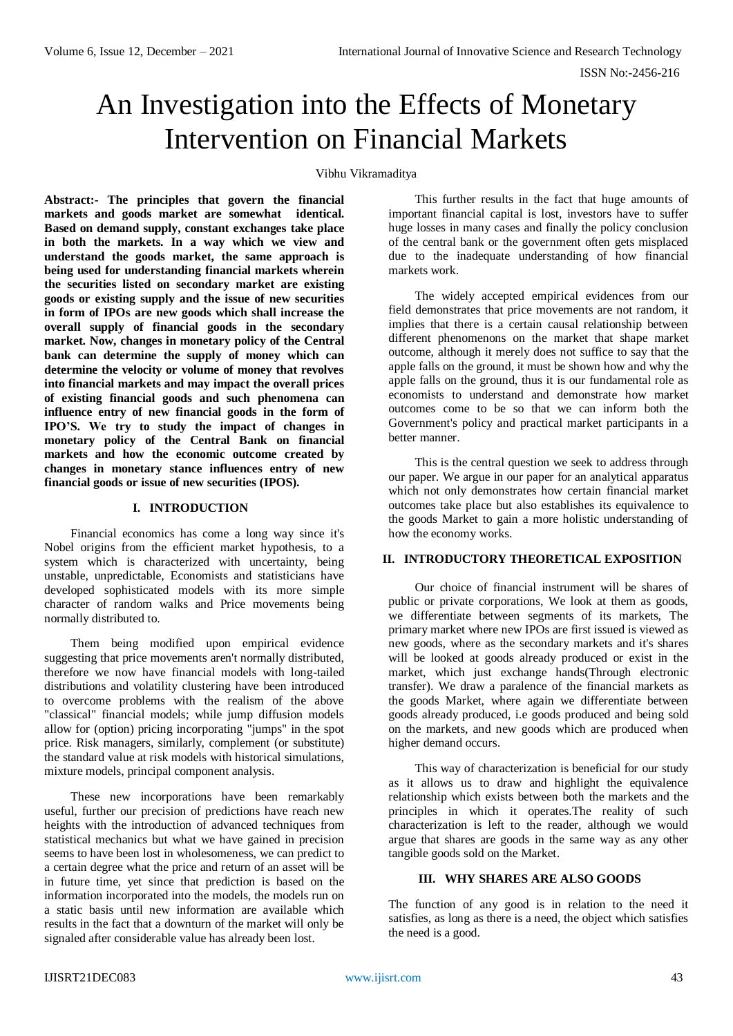# An Investigation into the Effects of Monetary Intervention on Financial Markets

Vibhu Vikramaditya

**Abstract:- The principles that govern the financial markets and goods market are somewhat identical. Based on demand supply, constant exchanges take place in both the markets. In a way which we view and understand the goods market, the same approach is being used for understanding financial markets wherein the securities listed on secondary market are existing goods or existing supply and the issue of new securities in form of IPOs are new goods which shall increase the overall supply of financial goods in the secondary market. Now, changes in monetary policy of the Central bank can determine the supply of money which can determine the velocity or volume of money that revolves into financial markets and may impact the overall prices of existing financial goods and such phenomena can influence entry of new financial goods in the form of IPO'S. We try to study the impact of changes in monetary policy of the Central Bank on financial markets and how the economic outcome created by changes in monetary stance influences entry of new financial goods or issue of new securities (IPOS).**

## I. INTRODUCTION

Financial economics has come a long way since it's Nobel origins from the efficient market hypothesis, to a system which is characterized with uncertainty, being unstable, unpredictable, Economists and statisticians have developed sophisticated models with its more simple character of random walks and Price movements being normally distributed to.

Them being modified upon empirical evidence suggesting that price movements aren't normally distributed, therefore we now have financial models with long-tailed distributions and volatility clustering have been introduced to overcome problems with the realism of the above "classical" financial models; while jump diffusion models allow for (option) pricing incorporating "jumps" in the spot price. Risk managers, similarly, complement (or substitute) the standard value at risk models with historical simulations, mixture models, principal component analysis.

These new incorporations have been remarkably useful, further our precision of predictions have reach new heights with the introduction of advanced techniques from statistical mechanics but what we have gained in precision seems to have been lost in wholesomeness, we can predict to a certain degree what the price and return of an asset will be in future time, yet since that prediction is based on the information incorporated into the models, the models run on a static basis until new information are available which results in the fact that a downturn of the market will only be signaled after considerable value has already been lost.

This further results in the fact that huge amounts of important financial capital is lost, investors have to suffer huge losses in many cases and finally the policy conclusion of the central bank or the government often gets misplaced due to the inadequate understanding of how financial markets work.

The widely accepted empirical evidences from our field demonstrates that price movements are not random, it implies that there is a certain causal relationship between different phenomenons on the market that shape market outcome, although it merely does not suffice to say that the apple falls on the ground, it must be shown how and why the apple falls on the ground, thus it is our fundamental role as economists to understand and demonstrate how market outcomes come to be so that we can inform both the Government's policy and practical market participants in a better manner.

This is the central question we seek to address through our paper. We argue in our paper for an analytical apparatus which not only demonstrates how certain financial market outcomes take place but also establishes its equivalence to the goods Market to gain a more holistic understanding of how the economy works.

## II. INTRODUCTORY THEORETICAL EXPOSITION

Our choice of financial instrument will be shares of public or private corporations, We look at them as goods, we differentiate between segments of its markets, The primary market where new IPOs are first issued is viewed as new goods, where as the secondary markets and it's shares will be looked at goods already produced or exist in the market, which just exchange hands(Through electronic transfer). We draw a paralence of the financial markets as the goods Market, where again we differentiate between goods already produced, i.e goods produced and being sold on the markets, and new goods which are produced when higher demand occurs.

This way of characterization is beneficial for our study as it allows us to draw and highlight the equivalence relationship which exists between both the markets and the principles in which it operates.The reality of such characterization is left to the reader, although we would argue that shares are goods in the same way as any other tangible goods sold on the Market.

## III. WHY SHARES ARE ALSO GOODS

The function of any good is in relation to the need it satisfies, as long as there is a need, the object which satisfies the need is a good.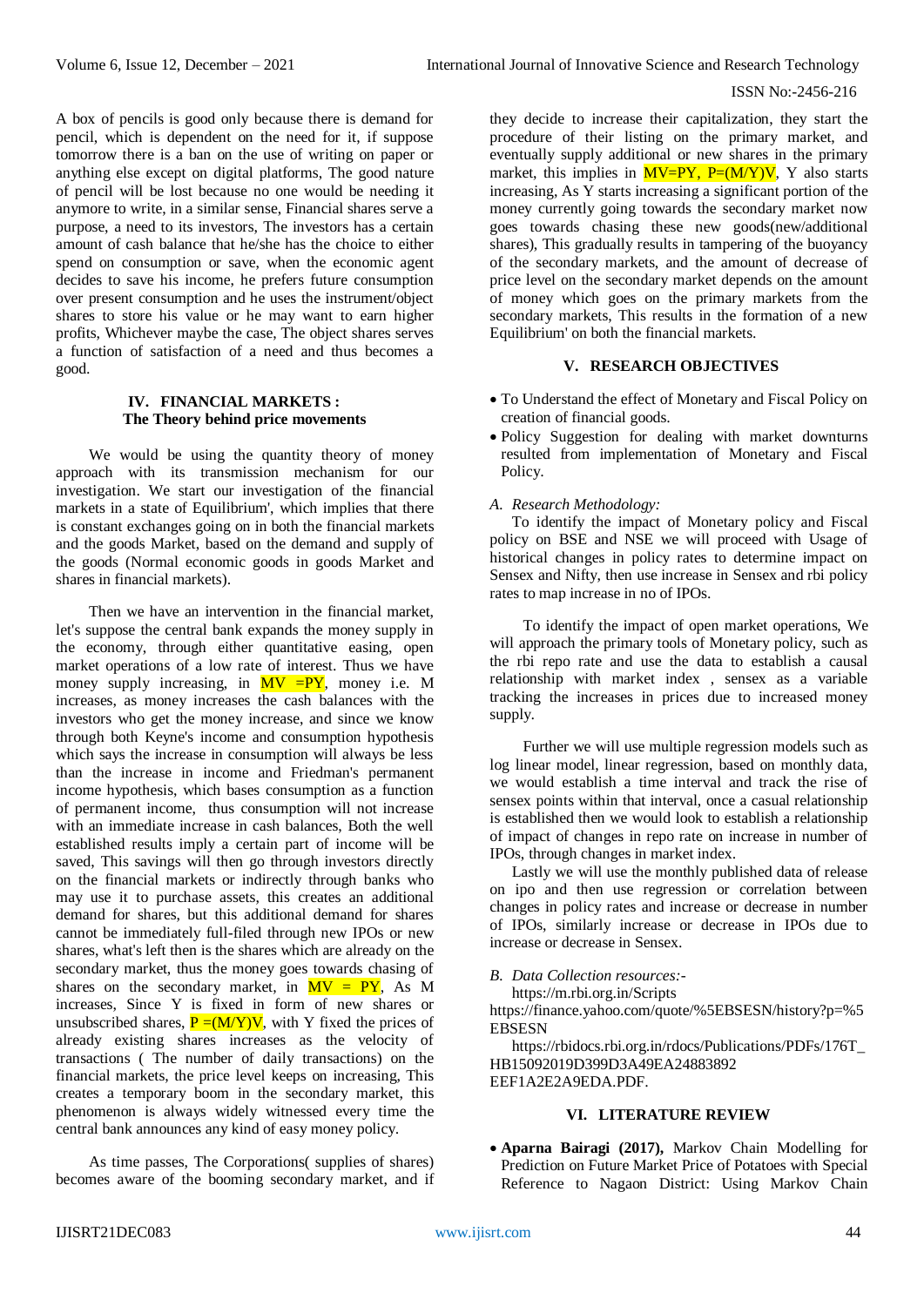A box of pencils is good only because there is demand for pencil, which is dependent on the need for it, if suppose tomorrow there is a ban on the use of writing on paper or anything else except on digital platforms, The good nature of pencil will be lost because no one would be needing it anymore to write, in a similar sense, Financial shares serve a purpose, a need to its investors, The investors has a certain amount of cash balance that he/she has the choice to either spend on consumption or save, when the economic agent decides to save his income, he prefers future consumption over present consumption and he uses the instrument/object shares to store his value or he may want to earn higher profits, Whichever maybe the case, The object shares serves a function of satisfaction of a need and thus becomes a good.

## IV. FINANCIAL MARKETS : The Theory behind price movements

We would be using the quantity theory of money approach with its transmission mechanism for our investigation. We start our investigation of the financial markets in a state of Equilibrium', which implies that there is constant exchanges going on in both the financial markets and the goods Market, based on the demand and supply of the goods (Normal economic goods in goods Market and shares in financial markets).

Then we have an intervention in the financial market, let's suppose the central bank expands the money supply in the economy, through either quantitative easing, open market operations of a low rate of interest. Thus we have money supply increasing, in $MV = PY$, money i.e. M increases, as money increases the cash balances with the investors who get the money increase, and since we know through both Keyne's income and consumption hypothesis which says the increase in consumption will always be less than the increase in income and Friedman's permanent income hypothesis, which bases consumption as a function of permanent income, thus consumption will not increase with an immediate increase in cash balances, Both the well established results imply a certain part of income will be saved, This savings will then go through investors directly on the financial markets or indirectly through banks who may use it to purchase assets, this creates an additional demand for shares, but this additional demand for shares cannot be immediately full-filed through new IPOs or new shares, what's left then is the shares which are already on the secondary market, thus the money goes towards chasing of shares on the secondary market, in $MV = PY$, As M increases, Since Y is fixed in form of new shares or unsubscribed shares, $P = (M/Y)V$, with Y fixed the prices of already existing shares increases as the velocity of transactions ( The number of daily transactions) on the financial markets, the price level keeps on increasing, This creates a temporary boom in the secondary market, this phenomenon is always widely witnessed every time the central bank announces any kind of easy money policy.

As time passes, The Corporations( supplies of shares) becomes aware of the booming secondary market, and if they decide to increase their capitalization, they start the procedure of their listing on the primary market, and eventually supply additional or new shares in the primary market, this implies in $MV=PY$, $P=(M/Y)V$, Y also starts increasing, As Y starts increasing a significant portion of the money currently going towards the secondary market now goes towards chasing these new goods(new/additional shares), This gradually results in tampering of the buoyancy of the secondary markets, and the amount of decrease of price level on the secondary market depends on the amount of money which goes on the primary markets from the secondary markets, This results in the formation of a new Equilibrium' on both the financial markets.

## V. RESEARCH OBJECTIVES

- To Understand the effect of Monetary and Fiscal Policy on creation of financial goods.
- Policy Suggestion for dealing with market downturns resulted from implementation of Monetary and Fiscal Policy.

### *A. Research Methodology:*

To identify the impact of Monetary policy and Fiscal policy on BSE and NSE we will proceed with Usage of historical changes in policy rates to determine impact on Sensex and Nifty, then use increase in Sensex and rbi policy rates to map increase in no of IPOs.

To identify the impact of open market operations, We will approach the primary tools of Monetary policy, such as the rbi repo rate and use the data to establish a causal relationship with market index , sensex as a variable tracking the increases in prices due to increased money supply.

Further we will use multiple regression models such as log linear model, linear regression, based on monthly data, we would establish a time interval and track the rise of sensex points within that interval, once a casual relationship is established then we would look to establish a relationship of impact of changes in repo rate on increase in number of IPOs, through changes in market index.

Lastly we will use the monthly published data of release on ipo and then use regression or correlation between changes in policy rates and increase or decrease in number of IPOs, similarly increase or decrease in IPOs due to increase or decrease in Sensex.

### *B. Data Collection resources:-*

https://m.rbi.org.in/Scripts

https://finance.yahoo.com/quote/%5EBSESN/history?p=%5EBSESN

https://rbidocs.rbi.org.in/rdocs/Publications/PDFs/176T_HB15092019D399D3A49EA24883892EEF1A2E2A9EDA.PDF.

## VI. LITERATURE REVIEW

- **Aparna Bairagi (2017),** Markov Chain Modelling for Prediction on Future Market Price of Potatoes with Special Reference to Nagaon District: Using Markov Chain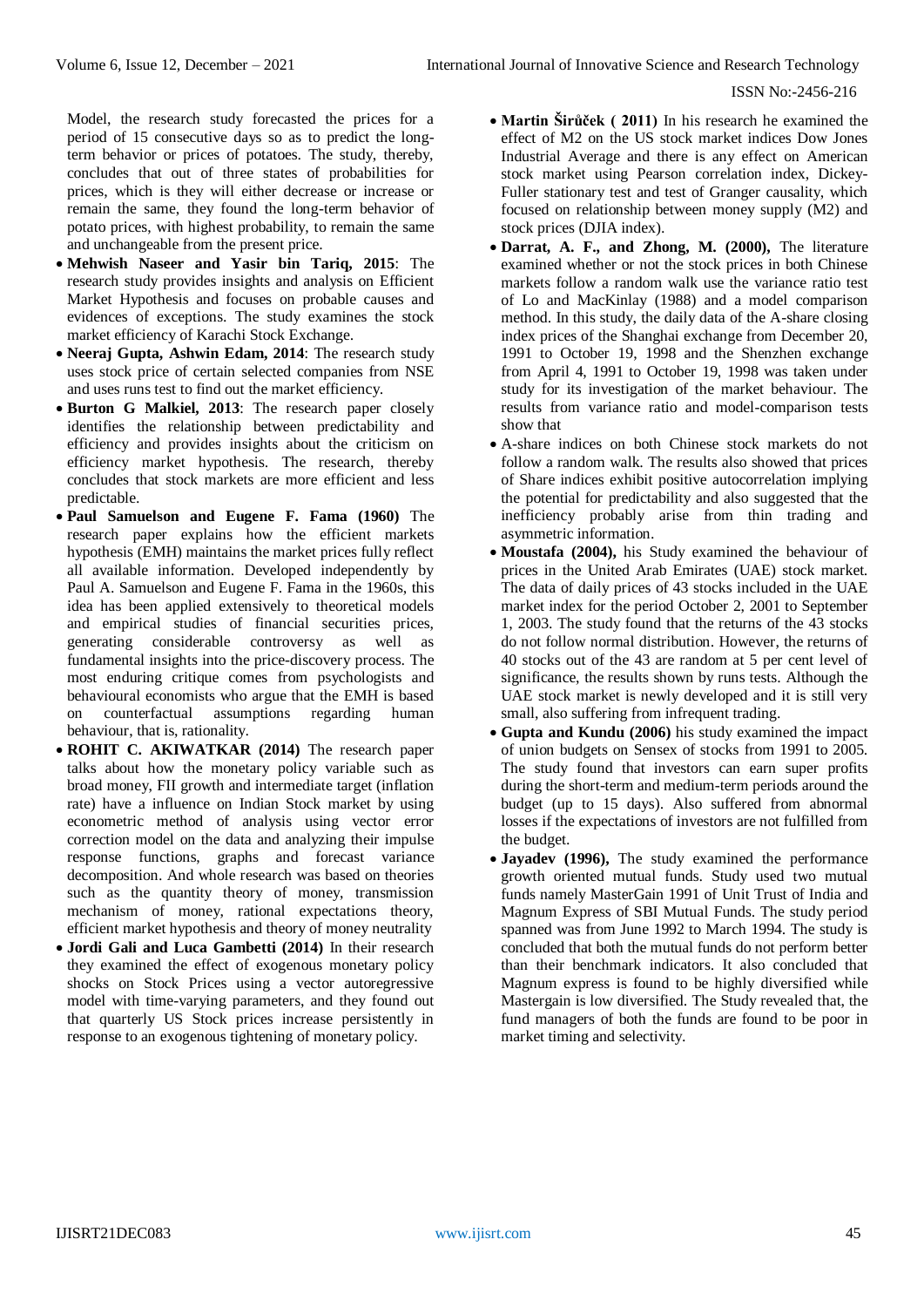Model, the research study forecasted the prices for a period of 15 consecutive days so as to predict the long-term behavior or prices of potatoes. The study, thereby, concludes that out of three states of probabilities for prices, which is they will either decrease or increase or remain the same, they found the long-term behavior of potato prices, with highest probability, to remain the same and unchangeable from the present price.

- **Mehwish Naseer and Yasir bin Tariq, 2015**: The research study provides insights and analysis on Efficient Market Hypothesis and focuses on probable causes and evidences of exceptions. The study examines the stock market efficiency of Karachi Stock Exchange.
- **Neeraj Gupta, Ashwin Edam, 2014**: The research study uses stock price of certain selected companies from NSE and uses runs test to find out the market efficiency.
- **Burton G Malkiel, 2013**: The research paper closely identifies the relationship between predictability and efficiency and provides insights about the criticism on efficiency market hypothesis. The research, thereby concludes that stock markets are more efficient and less predictable.
- **Paul Samuelson and Eugene F. Fama (1960)** The research paper explains how the efficient markets hypothesis (EMH) maintains the market prices fully reflect all available information. Developed independently by Paul A. Samuelson and Eugene F. Fama in the 1960s, this idea has been applied extensively to theoretical models and empirical studies of financial securities prices, generating considerable controversy as well as fundamental insights into the price-discovery process. The most enduring critique comes from psychologists and behavioural economists who argue that the EMH is based on counterfactual assumptions regarding human behaviour, that is, rationality.
- **ROHIT C. AKIWATKAR (2014)** The research paper talks about how the monetary policy variable such as broad money, FII growth and intermediate target (inflation rate) have a influence on Indian Stock market by using econometric method of analysis using vector error correction model on the data and analyzing their impulse response functions, graphs and forecast variance decomposition. And whole research was based on theories such as the quantity theory of money, transmission mechanism of money, rational expectations theory, efficient market hypothesis and theory of money neutrality
- **Jordi Gali and Luca Gambetti (2014)** In their research they examined the effect of exogenous monetary policy shocks on Stock Prices using a vector autoregressive model with time-varying parameters, and they found out that quarterly US Stock prices increase persistently in response to an exogenous tightening of monetary policy.
- **Martin Širůček ( 2011)** In his research he examined the effect of M2 on the US stock market indices Dow Jones Industrial Average and there is any effect on American stock market using Pearson correlation index, Dickey-Fuller stationary test and test of Granger causality, which focused on relationship between money supply (M2) and stock prices (DJIA index).
- **Darrat, A. F., and Zhong, M. (2000),** The literature examined whether or not the stock prices in both Chinese markets follow a random walk use the variance ratio test of Lo and MacKinlay (1988) and a model comparison method. In this study, the daily data of the A-share closing index prices of the Shanghai exchange from December 20, 1991 to October 19, 1998 and the Shenzhen exchange from April 4, 1991 to October 19, 1998 was taken under study for its investigation of the market behaviour. The results from variance ratio and model-comparison tests show that
- A-share indices on both Chinese stock markets do not follow a random walk. The results also showed that prices of Share indices exhibit positive autocorrelation implying the potential for predictability and also suggested that the inefficiency probably arise from thin trading and asymmetric information.
- **Moustafa (2004),** his Study examined the behaviour of prices in the United Arab Emirates (UAE) stock market. The data of daily prices of 43 stocks included in the UAE market index for the period October 2, 2001 to September 1, 2003. The study found that the returns of the 43 stocks do not follow normal distribution. However, the returns of 40 stocks out of the 43 are random at 5 per cent level of significance, the results shown by runs tests. Although the UAE stock market is newly developed and it is still very small, also suffering from infrequent trading.
- **Gupta and Kundu (2006)** his study examined the impact of union budgets on Sensex of stocks from 1991 to 2005. The study found that investors can earn super profits during the short-term and medium-term periods around the budget (up to 15 days). Also suffered from abnormal losses if the expectations of investors are not fulfilled from the budget.
- **Jayadev (1996),** The study examined the performance growth oriented mutual funds. Study used two mutual funds namely MasterGain 1991 of Unit Trust of India and Magnum Express of SBI Mutual Funds. The study period spanned was from June 1992 to March 1994. The study is concluded that both the mutual funds do not perform better than their benchmark indicators. It also concluded that Magnum express is found to be highly diversified while Mastergain is low diversified. The Study revealed that, the fund managers of both the funds are found to be poor in market timing and selectivity.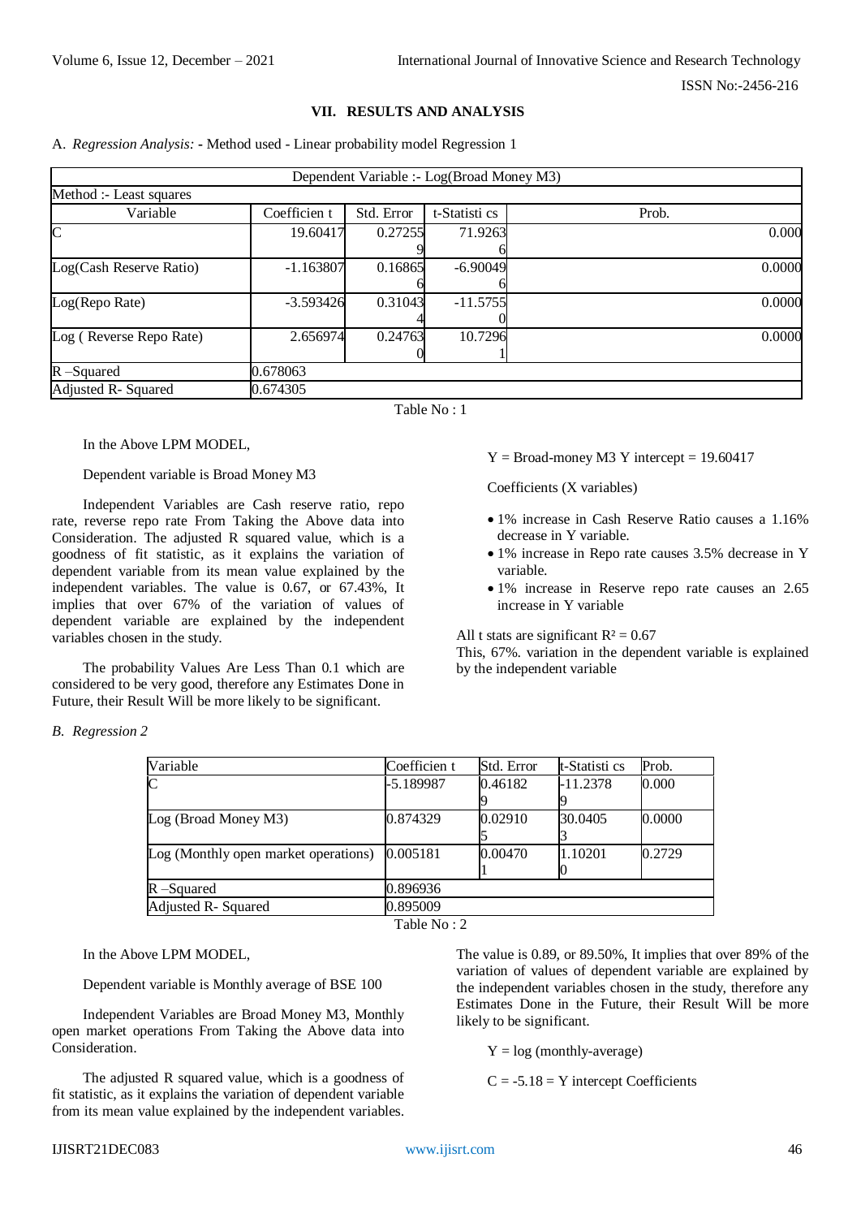## VII. RESULTS AND ANALYSIS

A. *Regression Analysis:* - Method used - Linear probability model Regression 1

| Dependent Variable :- Log(Broad Money M3) | | | | |
|---|---|---|---|---|
| Method :- Least squares | | | | |
| Variable | Coefficien t | Std. Error | t-Statisti cs | Prob. |
| C | 19.60417 | 0.272559 | 71.92636 | 0.000 |
| Log(Cash Reserve Ratio) | -1.163807 | 0.168656 | -6.900496 | 0.0000 |
| Log(Repo Rate) | -3.593426 | 0.310434 | -11.57550 | 0.0000 |
| Log ( Reverse Repo Rate) | 2.656974 | 0.247630 | 10.72961 | 0.0000 |
| R –Squared | 0.678063 | | | |
| Adjusted R- Squared | 0.674305 | | | |

Table No : 1

In the Above LPM MODEL,

Dependent variable is Broad Money M3

Independent Variables are Cash reserve ratio, repo rate, reverse repo rate From Taking the Above data into Consideration. The adjusted R squared value, which is a goodness of fit statistic, as it explains the variation of dependent variable from its mean value explained by the independent variables. The value is 0.67, or 67.43%, It implies that over 67% of the variation of values of dependent variable are explained by the independent variables chosen in the study.

The probability Values Are Less Than 0.1 which are considered to be very good, therefore any Estimates Done in Future, their Result Will be more likely to be significant.

Y = Broad-money M3 Y intercept = 19.60417

Coefficients (X variables)

- 1% increase in Cash Reserve Ratio causes a 1.16% decrease in Y variable.
- 1% increase in Repo rate causes 3.5% decrease in Y variable.
- 1% increase in Reserve repo rate causes an 2.65 increase in Y variable

All t stats are significant $R^2 = 0.67$
This, 67%. variation in the dependent variable is explained by the independent variable

B. *Regression 2*

| Variable | Coefficien t | Std. Error | t-Statisti cs | Prob. |
|---|---|---|---|---|
| C | -5.189987 | 0.461829 | -11.23789 | 0.000 |
| Log (Broad Money M3) | 0.874329 | 0.029105 | 30.04053 | 0.0000 |
| Log (Monthly open market operations) | 0.005181 | 0.004701 | 1.102010 | 0.2729 |
| R –Squared | 0.896936 | | | |
| Adjusted R- Squared | 0.895009 | | | |

Table No : 2

In the Above LPM MODEL,

Dependent variable is Monthly average of BSE 100

Independent Variables are Broad Money M3, Monthly open market operations From Taking the Above data into Consideration.

The adjusted R squared value, which is a goodness of fit statistic, as it explains the variation of dependent variable from its mean value explained by the independent variables. The value is 0.89, or 89.50%, It implies that over 89% of the variation of values of dependent variable are explained by the independent variables chosen in the study, therefore any Estimates Done in the Future, their Result Will be more likely to be significant.

Y = log (monthly-average)

C = -5.18 = Y intercept Coefficients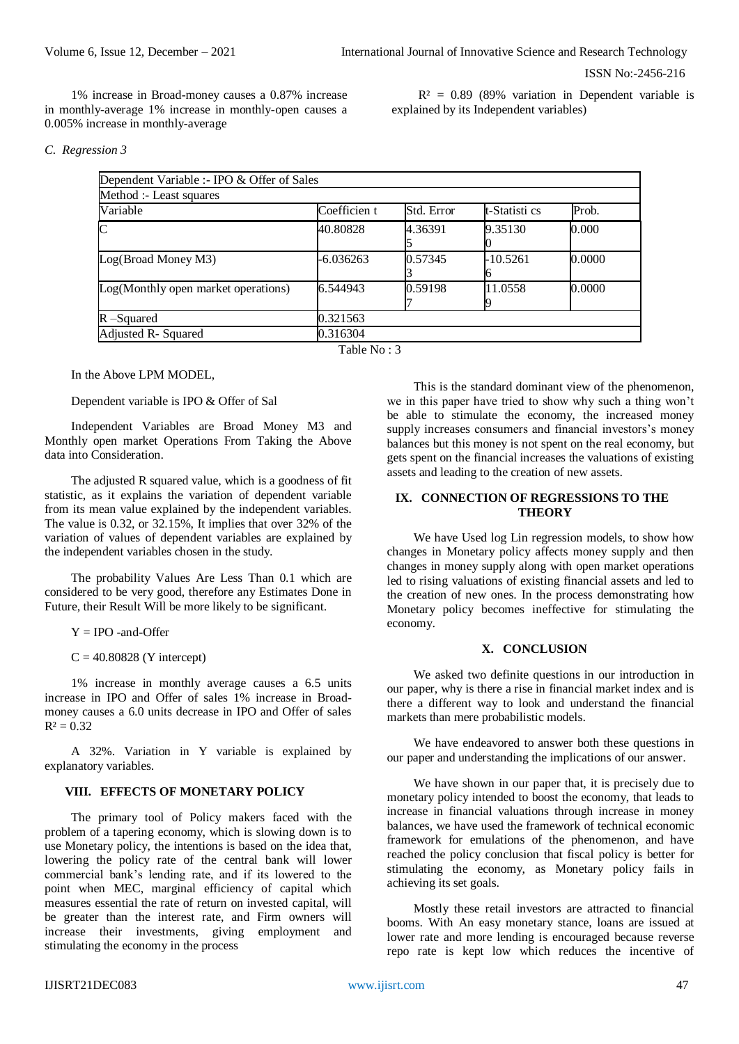1% increase in Broad-money causes a 0.87% increase in monthly-average 1% increase in monthly-open causes a 0.005% increase in monthly-average

$R^2$ = 0.89 (89% variation in Dependent variable is explained by its Independent variables)

### *C. Regression 3*

| Dependent Variable :- IPO & Offer of Sales | | | | |
|---|---|---|---|---|
| Method :- Least squares | | | | |
| Variable | Coefficien t | Std. Error | t-Statisti cs | Prob. |
| C | 40.80828 | 4.363915 | 9.351300 | 0.000 |
| Log(Broad Money M3) | -6.036263 | 0.573453 | -10.52616 | 0.0000 |
| Log(Monthly open market operations) | 6.544943 | 0.591987 | 11.05589 | 0.0000 |
| R –Squared | 0.321563 | | | |
| Adjusted R- Squared | 0.316304 | | | |

Table No : 3

In the Above LPM MODEL,

Dependent variable is IPO & Offer of Sal

Independent Variables are Broad Money M3 and Monthly open market Operations From Taking the Above data into Consideration.

The adjusted R squared value, which is a goodness of fit statistic, as it explains the variation of dependent variable from its mean value explained by the independent variables. The value is 0.32, or 32.15%, It implies that over 32% of the variation of values of dependent variables are explained by the independent variables chosen in the study.

The probability Values Are Less Than 0.1 which are considered to be very good, therefore any Estimates Done in Future, their Result Will be more likely to be significant.

Y = IPO -and-Offer

C = 40.80828 (Y intercept)

1% increase in monthly average causes a 6.5 units increase in IPO and Offer of sales 1% increase in Broad-money causes a 6.0 units decrease in IPO and Offer of sales $R^2$ = 0.32

A 32%. Variation in Y variable is explained by explanatory variables.

## VIII. EFFECTS OF MONETARY POLICY

The primary tool of Policy makers faced with the problem of a tapering economy, which is slowing down is to use Monetary policy, the intentions is based on the idea that, lowering the policy rate of the central bank will lower commercial bank's lending rate, and if its lowered to the point when MEC, marginal efficiency of capital which measures essential the rate of return on invested capital, will be greater than the interest rate, and Firm owners will increase their investments, giving employment and stimulating the economy in the process

This is the standard dominant view of the phenomenon, we in this paper have tried to show why such a thing won't be able to stimulate the economy, the increased money supply increases consumers and financial investors's money balances but this money is not spent on the real economy, but gets spent on the financial increases the valuations of existing assets and leading to the creation of new assets.

## IX. CONNECTION OF REGRESSIONS TO THE THEORY

We have Used log Lin regression models, to show how changes in Monetary policy affects money supply and then changes in money supply along with open market operations led to rising valuations of existing financial assets and led to the creation of new ones. In the process demonstrating how Monetary policy becomes ineffective for stimulating the economy.

## X. CONCLUSION

We asked two definite questions in our introduction in our paper, why is there a rise in financial market index and is there a different way to look and understand the financial markets than mere probabilistic models.

We have endeavored to answer both these questions in our paper and understanding the implications of our answer.

We have shown in our paper that, it is precisely due to monetary policy intended to boost the economy, that leads to increase in financial valuations through increase in money balances, we have used the framework of technical economic framework for emulations of the phenomenon, and have reached the policy conclusion that fiscal policy is better for stimulating the economy, as Monetary policy fails in achieving its set goals.

Mostly these retail investors are attracted to financial booms. With An easy monetary stance, loans are issued at lower rate and more lending is encouraged because reverse repo rate is kept low which reduces the incentive of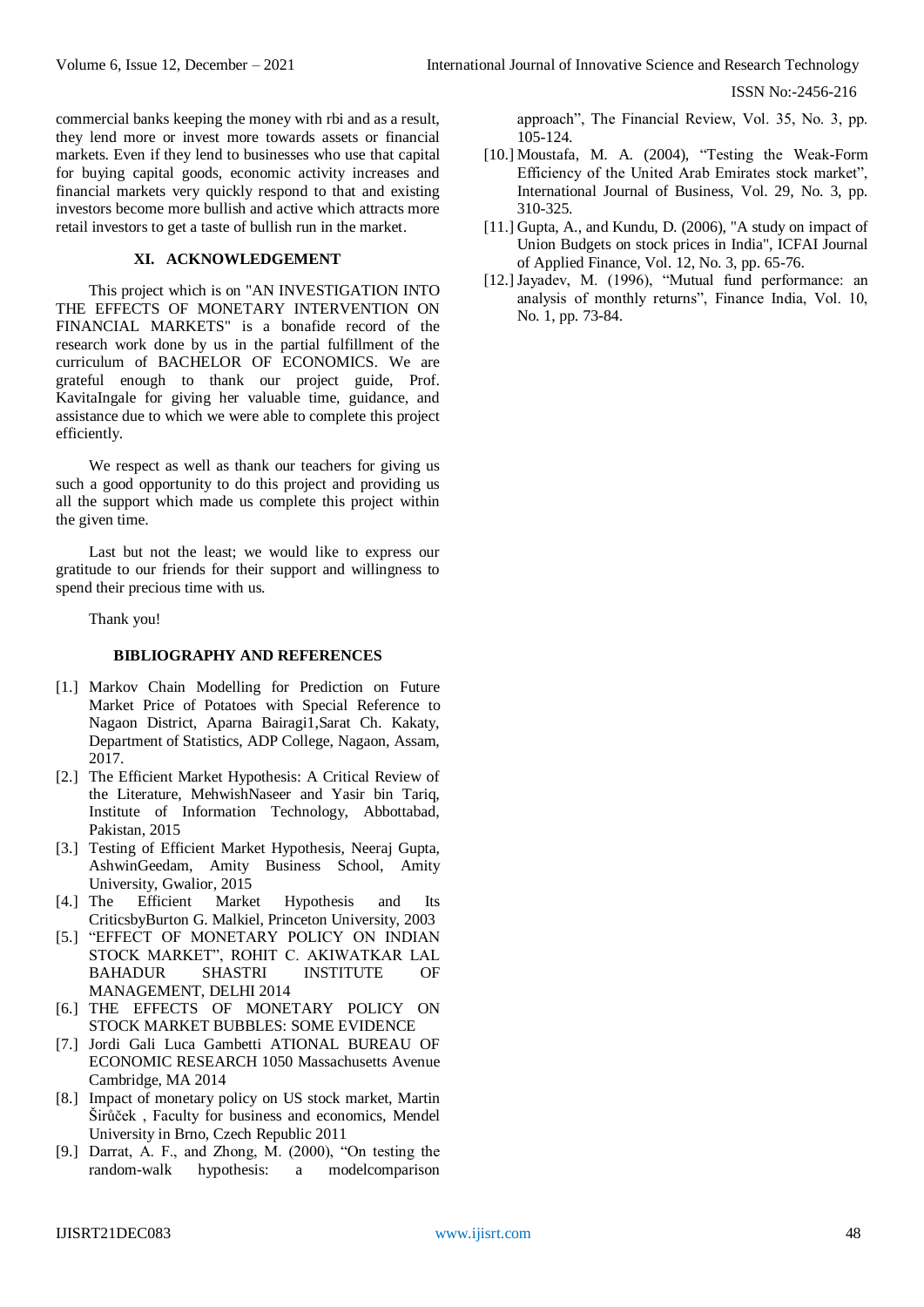commercial banks keeping the money with rbi and as a result, they lend more or invest more towards assets or financial markets. Even if they lend to businesses who use that capital for buying capital goods, economic activity increases and financial markets very quickly respond to that and existing investors become more bullish and active which attracts more retail investors to get a taste of bullish run in the market.

## XI. ACKNOWLEDGEMENT

This project which is on "AN INVESTIGATION INTO THE EFFECTS OF MONETARY INTERVENTION ON FINANCIAL MARKETS" is a bonafide record of the research work done by us in the partial fulfillment of the curriculum of BACHELOR OF ECONOMICS. We are grateful enough to thank our project guide, Prof. KavitaIngale for giving her valuable time, guidance, and assistance due to which we were able to complete this project efficiently.

We respect as well as thank our teachers for giving us such a good opportunity to do this project and providing us all the support which made us complete this project within the given time.

Last but not the least; we would like to express our gratitude to our friends for their support and willingness to spend their precious time with us.

Thank you!

## BIBLIOGRAPHY AND REFERENCES

- [1.] Markov Chain Modelling for Prediction on Future Market Price of Potatoes with Special Reference to Nagaon District, Aparna Bairagi1,Sarat Ch. Kakaty, Department of Statistics, ADP College, Nagaon, Assam, 2017.
- [2.] The Efficient Market Hypothesis: A Critical Review of the Literature, MehwishNaseer and Yasir bin Tariq, Institute of Information Technology, Abbottabad, Pakistan, 2015
- [3.] Testing of Efficient Market Hypothesis, Neeraj Gupta, AshwinGeedam, Amity Business School, Amity University, Gwalior, 2015
- [4.] The Efficient Market Hypothesis and Its CriticsbyBurton G. Malkiel, Princeton University, 2003
- [5.] "EFFECT OF MONETARY POLICY ON INDIAN STOCK MARKET", ROHIT C. AKIWATKAR LAL BAHADUR SHASTRI INSTITUTE OF MANAGEMENT, DELHI 2014
- [6.] THE EFFECTS OF MONETARY POLICY ON STOCK MARKET BUBBLES: SOME EVIDENCE
- [7.] Jordi Gali Luca Gambetti ATIONAL BUREAU OF ECONOMIC RESEARCH 1050 Massachusetts Avenue Cambridge, MA 2014
- [8.] Impact of monetary policy on US stock market, Martin Širůček , Faculty for business and economics, Mendel University in Brno, Czech Republic 2011
- [9.] Darrat, A. F., and Zhong, M. (2000), "On testing the random-walk hypothesis: a modelcomparison approach", The Financial Review, Vol. 35, No. 3, pp. 105-124.
- [10.] Moustafa, M. A. (2004), "Testing the Weak-Form Efficiency of the United Arab Emirates stock market", International Journal of Business, Vol. 29, No. 3, pp. 310-325.
- [11.] Gupta, A., and Kundu, D. (2006), "A study on impact of Union Budgets on stock prices in India", ICFAI Journal of Applied Finance, Vol. 12, No. 3, pp. 65-76.
- [12.] Jayadev, M. (1996), "Mutual fund performance: an analysis of monthly returns", Finance India, Vol. 10, No. 1, pp. 73-84.